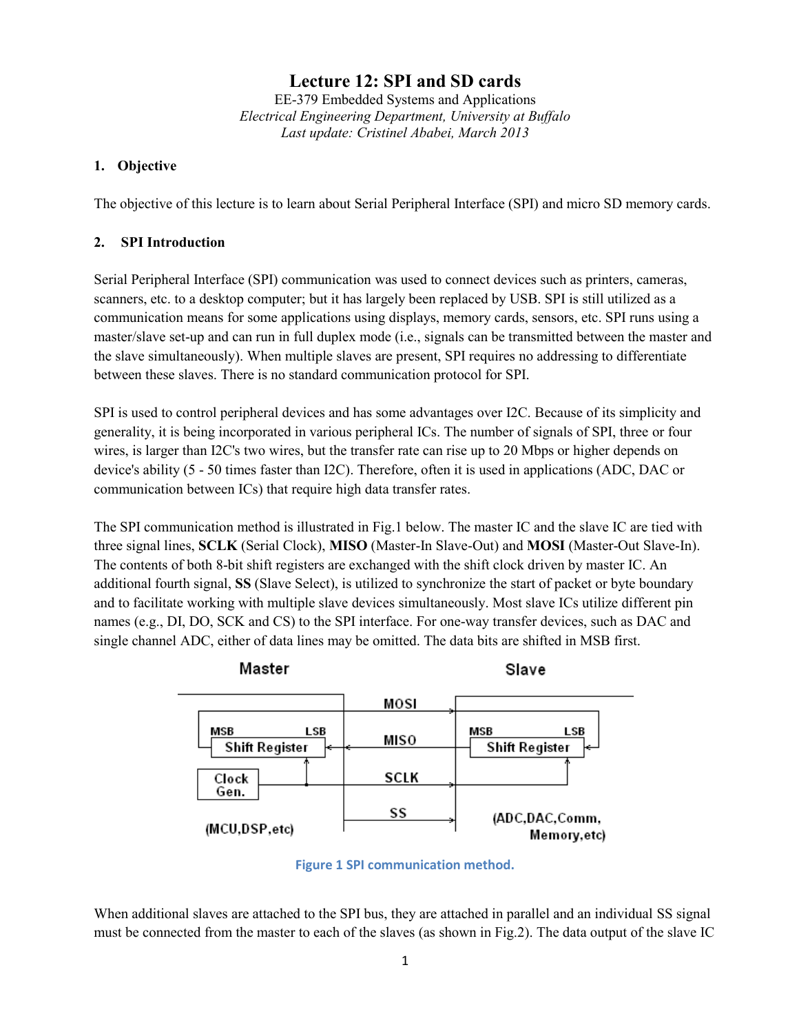# Lecture 12: SPI and SD cards

EE-379 Embedded Systems and Applications
*Electrical Engineering Department, University at Buffalo*
*Last update: Cristinel Ababei, March 2013*

## 1. Objective

The objective of this lecture is to learn about Serial Peripheral Interface (SPI) and micro SD memory cards.

## 2. SPI Introduction

Serial Peripheral Interface (SPI) communication was used to connect devices such as printers, cameras, scanners, etc. to a desktop computer; but it has largely been replaced by USB. SPI is still utilized as a communication means for some applications using displays, memory cards, sensors, etc. SPI runs using a master/slave set-up and can run in full duplex mode (i.e., signals can be transmitted between the master and the slave simultaneously). When multiple slaves are present, SPI requires no addressing to differentiate between these slaves. There is no standard communication protocol for SPI.

SPI is used to control peripheral devices and has some advantages over I2C. Because of its simplicity and generality, it is being incorporated in various peripheral ICs. The number of signals of SPI, three or four wires, is larger than I2C's two wires, but the transfer rate can rise up to 20 Mbps or higher depends on device's ability (5 - 50 times faster than I2C). Therefore, often it is used in applications (ADC, DAC or communication between ICs) that require high data transfer rates.

The SPI communication method is illustrated in Fig.1 below. The master IC and the slave IC are tied with three signal lines, **SCLK** (Serial Clock), **MISO** (Master-In Slave-Out) and **MOSI** (Master-Out Slave-In). The contents of both 8-bit shift registers are exchanged with the shift clock driven by master IC. An additional fourth signal, **SS** (Slave Select), is utilized to synchronize the start of packet or byte boundary and to facilitate working with multiple slave devices simultaneously. Most slave ICs utilize different pin names (e.g., DI, DO, SCK and CS) to the SPI interface. For one-way transfer devices, such as DAC and single channel ADC, either of data lines may be omitted. The data bits are shifted in MSB first.

Figure 1 SPI communication method.

When additional slaves are attached to the SPI bus, they are attached in parallel and an individual SS signal must be connected from the master to each of the slaves (as shown in Fig.2). The data output of the slave IC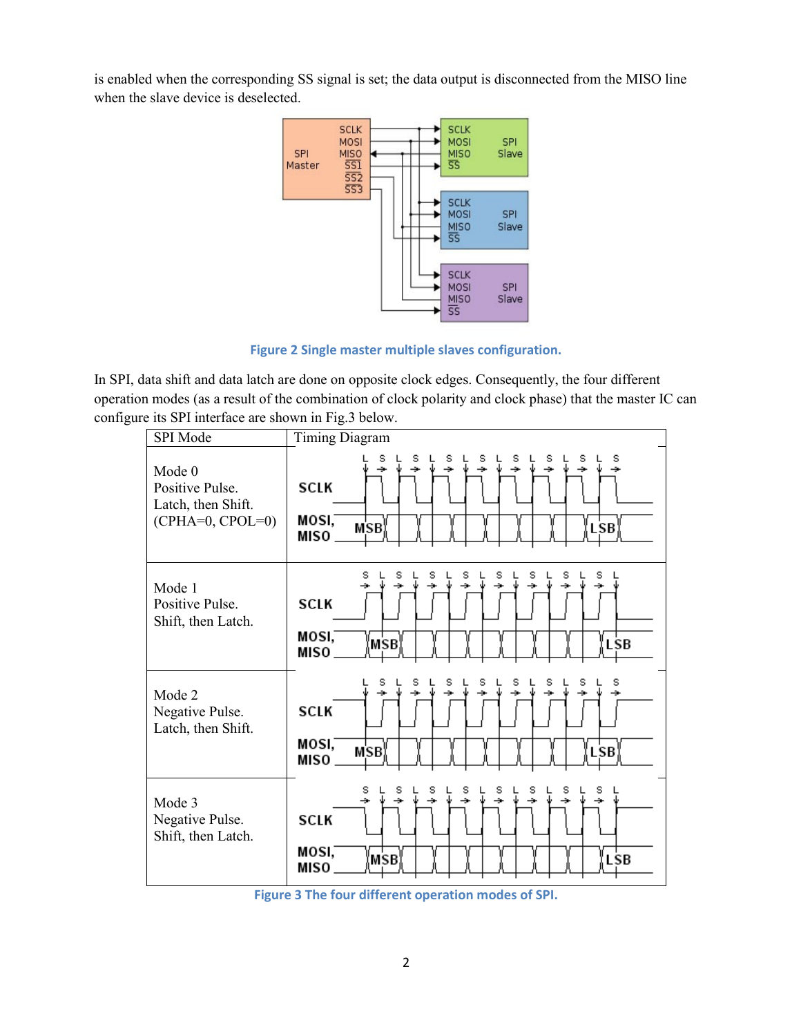is enabled when the corresponding SS signal is set; the data output is disconnected from the MISO line when the slave device is deselected.

Figure 2 Single master multiple slaves configuration.

In SPI, data shift and data latch are done on opposite clock edges. Consequently, the four different operation modes (as a result of the combination of clock polarity and clock phase) that the master IC can configure its SPI interface are shown in Fig.3 below.

| SPI Mode | Timing Diagram |
| --- | --- |
| Mode 0<br>Positive Pulse.<br>Latch, then Shift.<br>(CPHA=0, CPOL=0) | |
| Mode 1<br>Positive Pulse.<br>Shift, then Latch. | |
| Mode 2<br>Negative Pulse.<br>Latch, then Shift. | |
| Mode 3<br>Negative Pulse.<br>Shift, then Latch. | |

Figure 3 The four different operation modes of SPI.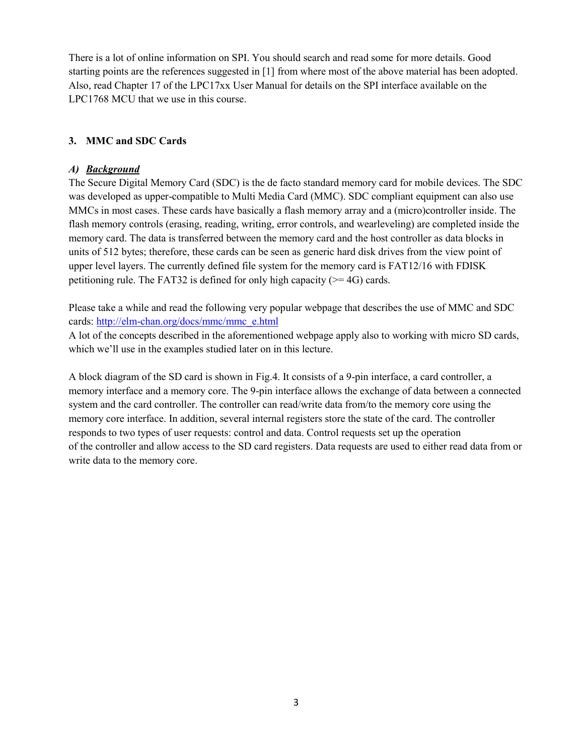There is a lot of online information on SPI. You should search and read some for more details. Good starting points are the references suggested in [1] from where most of the above material has been adopted. Also, read Chapter 17 of the LPC17xx User Manual for details on the SPI interface available on the LPC1768 MCU that we use in this course.

## 3. MMC and SDC Cards

### *A) Background*

The Secure Digital Memory Card (SDC) is the de facto standard memory card for mobile devices. The SDC was developed as upper-compatible to Multi Media Card (MMC). SDC compliant equipment can also use MMCs in most cases. These cards have basically a flash memory array and a (micro)controller inside. The flash memory controls (erasing, reading, writing, error controls, and wearleveling) are completed inside the memory card. The data is transferred between the memory card and the host controller as data blocks in units of 512 bytes; therefore, these cards can be seen as generic hard disk drives from the view point of upper level layers. The currently defined file system for the memory card is FAT12/16 with FDISK petitioning rule. The FAT32 is defined for only high capacity (>= 4G) cards.

Please take a while and read the following very popular webpage that describes the use of MMC and SDC cards: [http://elm-chan.org/docs/mmc/mmc_e.html](http://elm-chan.org/docs/mmc/mmc_e.html)
A lot of the concepts described in the aforementioned webpage apply also to working with micro SD cards, which we'll use in the examples studied later on in this lecture.

A block diagram of the SD card is shown in Fig.4. It consists of a 9-pin interface, a card controller, a memory interface and a memory core. The 9-pin interface allows the exchange of data between a connected system and the card controller. The controller can read/write data from/to the memory core using the memory core interface. In addition, several internal registers store the state of the card. The controller responds to two types of user requests: control and data. Control requests set up the operation of the controller and allow access to the SD card registers. Data requests are used to either read data from or write data to the memory core.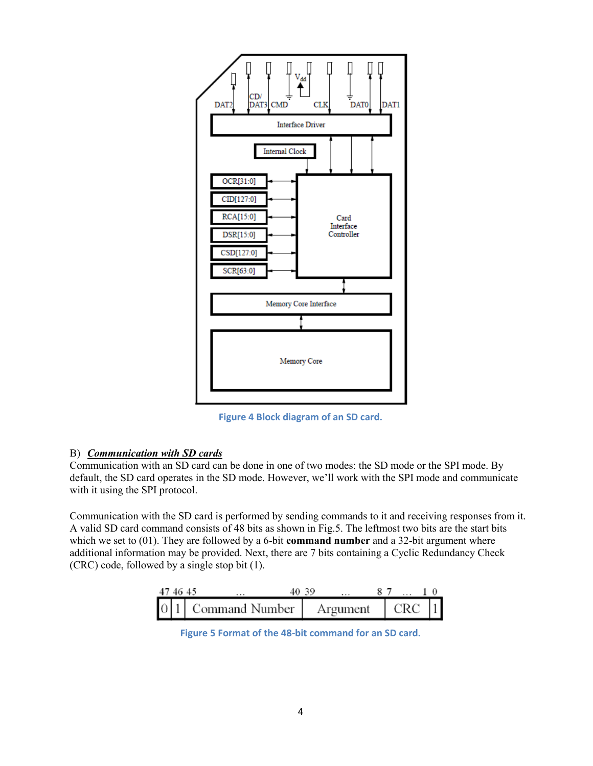Figure 4 Block diagram of an SD card.

B) ***Communication with SD cards***

Communication with an SD card can be done in one of two modes: the SD mode or the SPI mode. By default, the SD card operates in the SD mode. However, we'll work with the SPI mode and communicate with it using the SPI protocol.

Communication with the SD card is performed by sending commands to it and receiving responses from it. A valid SD card command consists of 48 bits as shown in Fig.5. The leftmost two bits are the start bits which we set to (01). They are followed by a 6-bit **command number** and a 32-bit argument where additional information may be provided. Next, there are 7 bits containing a Cyclic Redundancy Check (CRC) code, followed by a single stop bit (1).

| 47 | 46 | 45 … 40 | 39 … 8 | 7 … 1 | 0 |
|---|---|---|---|---|---|
| 0 | 1 | Command Number | Argument | CRC | 1 |

Figure 5 Format of the 48-bit command for an SD card.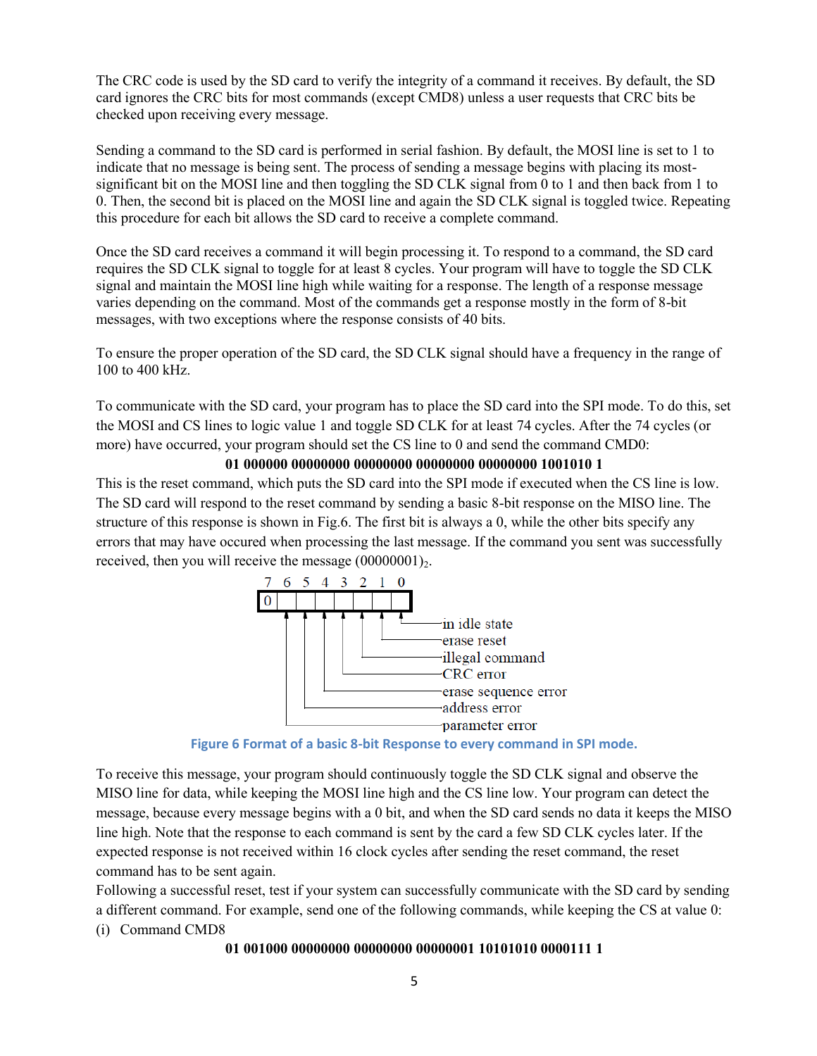The CRC code is used by the SD card to verify the integrity of a command it receives. By default, the SD card ignores the CRC bits for most commands (except CMD8) unless a user requests that CRC bits be checked upon receiving every message.

Sending a command to the SD card is performed in serial fashion. By default, the MOSI line is set to 1 to indicate that no message is being sent. The process of sending a message begins with placing its most-significant bit on the MOSI line and then toggling the SD CLK signal from 0 to 1 and then back from 1 to 0. Then, the second bit is placed on the MOSI line and again the SD CLK signal is toggled twice. Repeating this procedure for each bit allows the SD card to receive a complete command.

Once the SD card receives a command it will begin processing it. To respond to a command, the SD card requires the SD CLK signal to toggle for at least 8 cycles. Your program will have to toggle the SD CLK signal and maintain the MOSI line high while waiting for a response. The length of a response message varies depending on the command. Most of the commands get a response mostly in the form of 8-bit messages, with two exceptions where the response consists of 40 bits.

To ensure the proper operation of the SD card, the SD CLK signal should have a frequency in the range of 100 to 400 kHz.

To communicate with the SD card, your program has to place the SD card into the SPI mode. To do this, set the MOSI and CS lines to logic value 1 and toggle SD CLK for at least 74 cycles. After the 74 cycles (or more) have occurred, your program should set the CS line to 0 and send the command CMD0:

**01 000000 00000000 00000000 00000000 00000000 1001010 1**

This is the reset command, which puts the SD card into the SPI mode if executed when the CS line is low. The SD card will respond to the reset command by sending a basic 8-bit response on the MISO line. The structure of this response is shown in Fig.6. The first bit is always a 0, while the other bits specify any errors that may have occured when processing the last message. If the command you sent was successfully received, then you will receive the message $(00000001)_2$.

| Bit | 7 | 6 | 5 | 4 | 3 | 2 | 1 | 0 |
|---|---|---|---|---|---|---|---|---|
| Value | 0 | parameter error | address error | erase sequence error | CRC error | illegal command | erase reset | in idle state |

**Figure 6 Format of a basic 8-bit Response to every command in SPI mode.**

To receive this message, your program should continuously toggle the SD CLK signal and observe the MISO line for data, while keeping the MOSI line high and the CS line low. Your program can detect the message, because every message begins with a 0 bit, and when the SD card sends no data it keeps the MISO line high. Note that the response to each command is sent by the card a few SD CLK cycles later. If the expected response is not received within 16 clock cycles after sending the reset command, the reset command has to be sent again.

Following a successful reset, test if your system can successfully communicate with the SD card by sending a different command. For example, send one of the following commands, while keeping the CS at value 0:

(i) Command CMD8

**01 001000 00000000 00000000 00000001 10101010 0000111 1**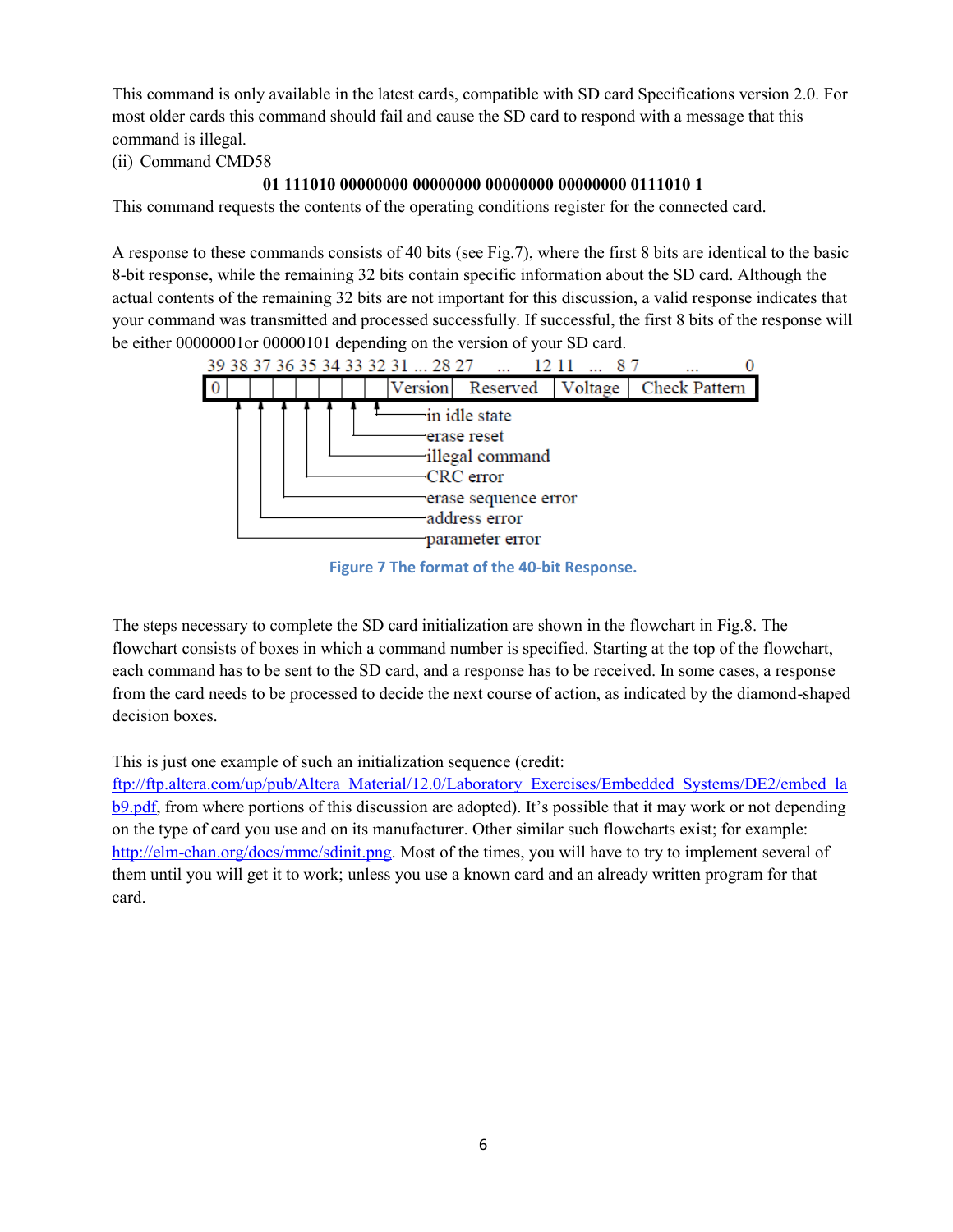This command is only available in the latest cards, compatible with SD card Specifications version 2.0. For most older cards this command should fail and cause the SD card to respond with a message that this command is illegal.

(ii) Command CMD58

**01 111010 00000000 00000000 00000000 00000000 0111010 1**

This command requests the contents of the operating conditions register for the connected card.

A response to these commands consists of 40 bits (see Fig.7), where the first 8 bits are identical to the basic 8-bit response, while the remaining 32 bits contain specific information about the SD card. Although the actual contents of the remaining 32 bits are not important for this discussion, a valid response indicates that your command was transmitted and processed successfully. If successful, the first 8 bits of the response will be either 00000001or 00000101 depending on the version of your SD card.

| 39 | 38 | 37 | 36 | 35 | 34 | 33 | 32 | 31 ... 28 | 27 ... 12 | 11 ... 8 | 7 ... 0 |
|---|---|---|---|---|---|---|---|---|---|---|---|
| 0 | parameter error | address error | erase sequence error | CRC error | illegal command | erase reset | in idle state | Version | Reserved | Voltage | Check Pattern |

Figure 7 The format of the 40-bit Response.

The steps necessary to complete the SD card initialization are shown in the flowchart in Fig.8. The flowchart consists of boxes in which a command number is specified. Starting at the top of the flowchart, each command has to be sent to the SD card, and a response has to be received. In some cases, a response from the card needs to be processed to decide the next course of action, as indicated by the diamond-shaped decision boxes.

This is just one example of such an initialization sequence (credit: ftp://ftp.altera.com/up/pub/Altera_Material/12.0/Laboratory_Exercises/Embedded_Systems/DE2/embed_lab9.pdf, from where portions of this discussion are adopted). It's possible that it may work or not depending on the type of card you use and on its manufacturer. Other similar such flowcharts exist; for example: http://elm-chan.org/docs/mmc/sdinit.png. Most of the times, you will have to try to implement several of them until you will get it to work; unless you use a known card and an already written program for that card.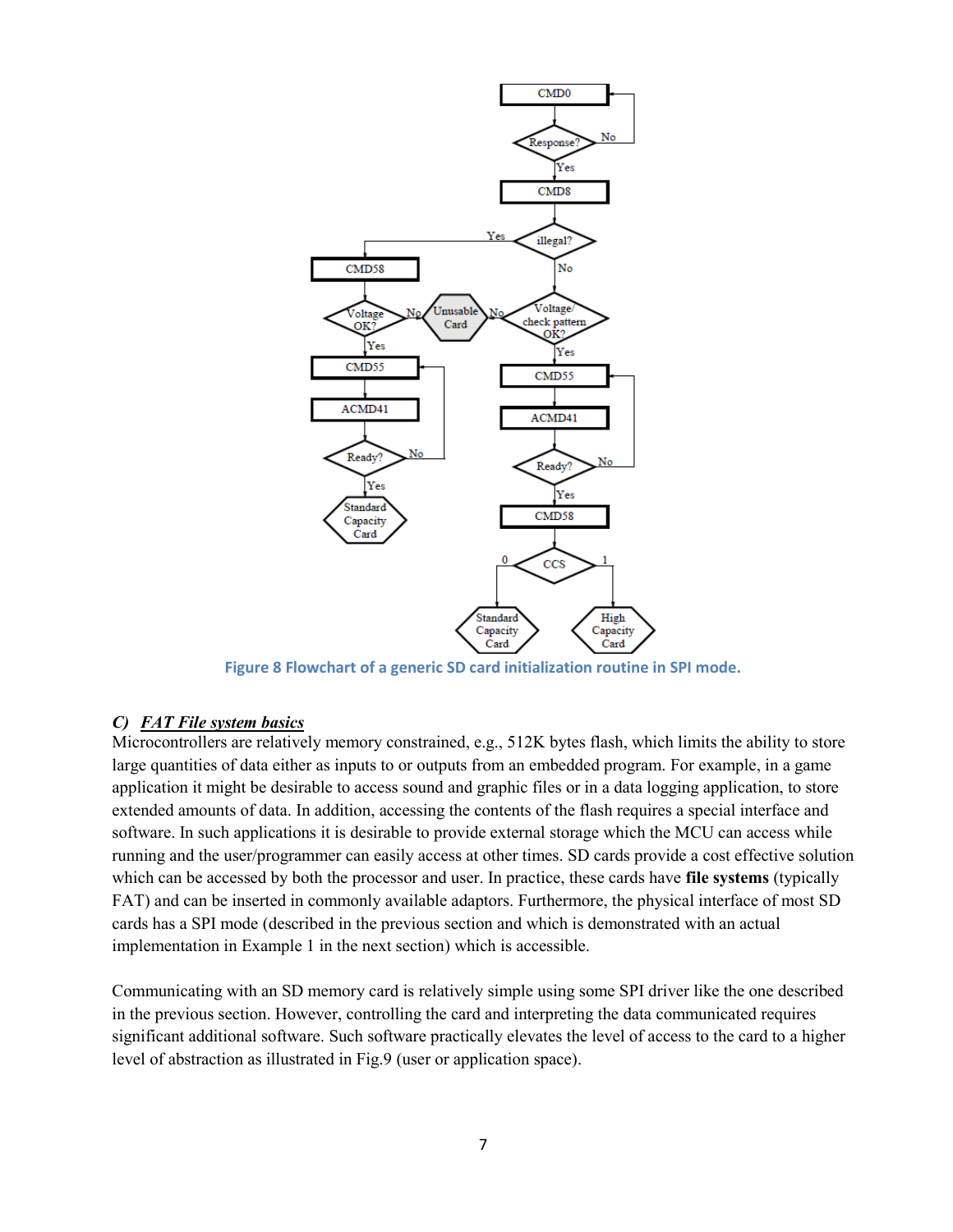Figure 8 Flowchart of a generic SD card initialization routine in SPI mode.

### *C) FAT File system basics*

Microcontrollers are relatively memory constrained, e.g., 512K bytes flash, which limits the ability to store large quantities of data either as inputs to or outputs from an embedded program. For example, in a game application it might be desirable to access sound and graphic files or in a data logging application, to store extended amounts of data. In addition, accessing the contents of the flash requires a special interface and software. In such applications it is desirable to provide external storage which the MCU can access while running and the user/programmer can easily access at other times. SD cards provide a cost effective solution which can be accessed by both the processor and user. In practice, these cards have **file systems** (typically FAT) and can be inserted in commonly available adaptors. Furthermore, the physical interface of most SD cards has a SPI mode (described in the previous section and which is demonstrated with an actual implementation in Example 1 in the next section) which is accessible.

Communicating with an SD memory card is relatively simple using some SPI driver like the one described in the previous section. However, controlling the card and interpreting the data communicated requires significant additional software. Such software practically elevates the level of access to the card to a higher level of abstraction as illustrated in Fig.9 (user or application space).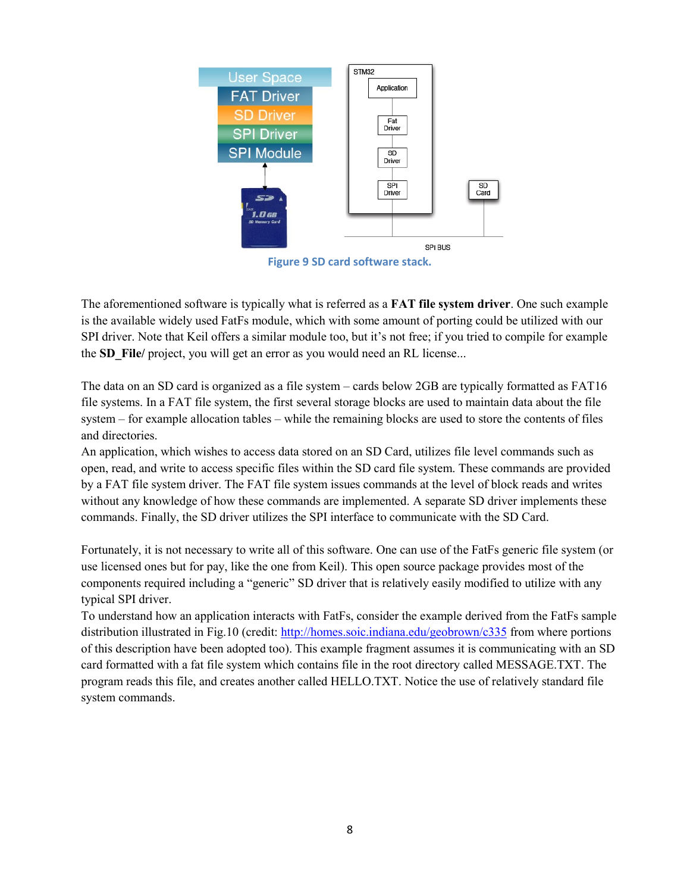Figure 9 SD card software stack.

The aforementioned software is typically what is referred as a **FAT file system driver**. One such example is the available widely used FatFs module, which with some amount of porting could be utilized with our SPI driver. Note that Keil offers a similar module too, but it's not free; if you tried to compile for example the **SD_File/** project, you will get an error as you would need an RL license...

The data on an SD card is organized as a file system – cards below 2GB are typically formatted as FAT16 file systems. In a FAT file system, the first several storage blocks are used to maintain data about the file system – for example allocation tables – while the remaining blocks are used to store the contents of files and directories.

An application, which wishes to access data stored on an SD Card, utilizes file level commands such as open, read, and write to access specific files within the SD card file system. These commands are provided by a FAT file system driver. The FAT file system issues commands at the level of block reads and writes without any knowledge of how these commands are implemented. A separate SD driver implements these commands. Finally, the SD driver utilizes the SPI interface to communicate with the SD Card.

Fortunately, it is not necessary to write all of this software. One can use of the FatFs generic file system (or use licensed ones but for pay, like the one from Keil). This open source package provides most of the components required including a "generic" SD driver that is relatively easily modified to utilize with any typical SPI driver.

To understand how an application interacts with FatFs, consider the example derived from the FatFs sample distribution illustrated in Fig.10 (credit: [http://homes.soic.indiana.edu/geobrown/c335](http://homes.soic.indiana.edu/geobrown/c335) from where portions of this description have been adopted too). This example fragment assumes it is communicating with an SD card formatted with a fat file system which contains file in the root directory called MESSAGE.TXT. The program reads this file, and creates another called HELLO.TXT. Notice the use of relatively standard file system commands.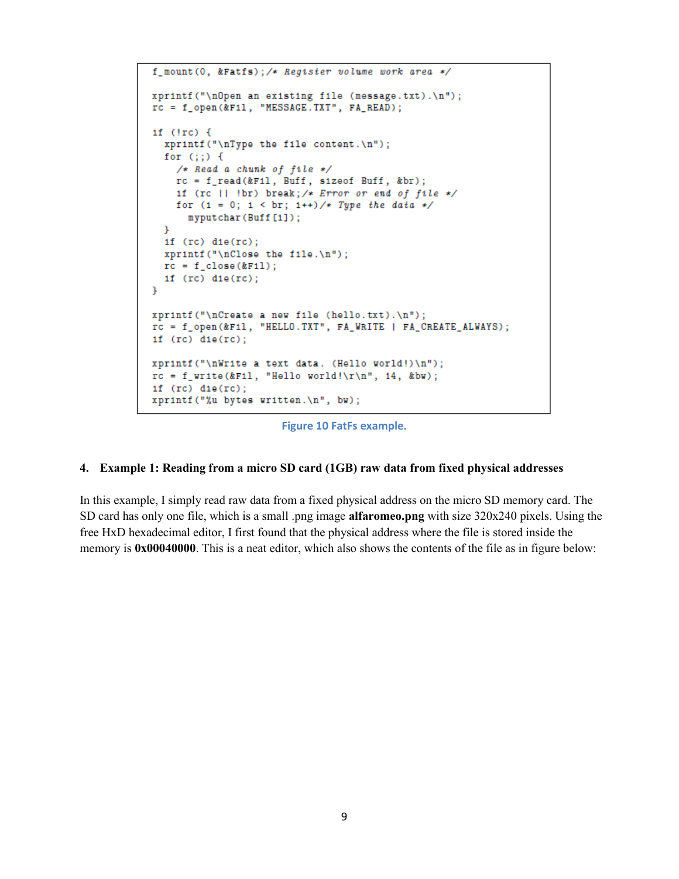```
f_mount(0, &Fatfs);/* Register volume work area */

xprintf("\nOpen an existing file (message.txt).\n");
rc = f_open(&Fil, "MESSAGE.TXT", FA_READ);

if (!rc) {
  xprintf("\nType the file content.\n");
  for (;;) {
    /* Read a chunk of file */
    rc = f_read(&Fil, Buff, sizeof Buff, &br);
    if (rc || !br) break;/* Error or end of file */
    for (i = 0; i < br; i++)/* Type the data */
      myputchar(Buff[i]);
  }
  if (rc) die(rc);
  xprintf("\nClose the file.\n");
  rc = f_close(&Fil);
  if (rc) die(rc);
}

xprintf("\nCreate a new file (hello.txt).\n");
rc = f_open(&Fil, "HELLO.TXT", FA_WRITE | FA_CREATE_ALWAYS);
if (rc) die(rc);

xprintf("\nWrite a text data. (Hello world!)\n");
rc = f_write(&Fil, "Hello world!\r\n", 14, &bw);
if (rc) die(rc);
xprintf("%u bytes written.\n", bw);
```

Figure 10 FatFs example.

## 4. Example 1: Reading from a micro SD card (1GB) raw data from fixed physical addresses

In this example, I simply read raw data from a fixed physical address on the micro SD memory card. The SD card has only one file, which is a small .png image **alfaromeo.png** with size 320x240 pixels. Using the free HxD hexadecimal editor, I first found that the physical address where the file is stored inside the memory is **0x00040000**. This is a neat editor, which also shows the contents of the file as in figure below: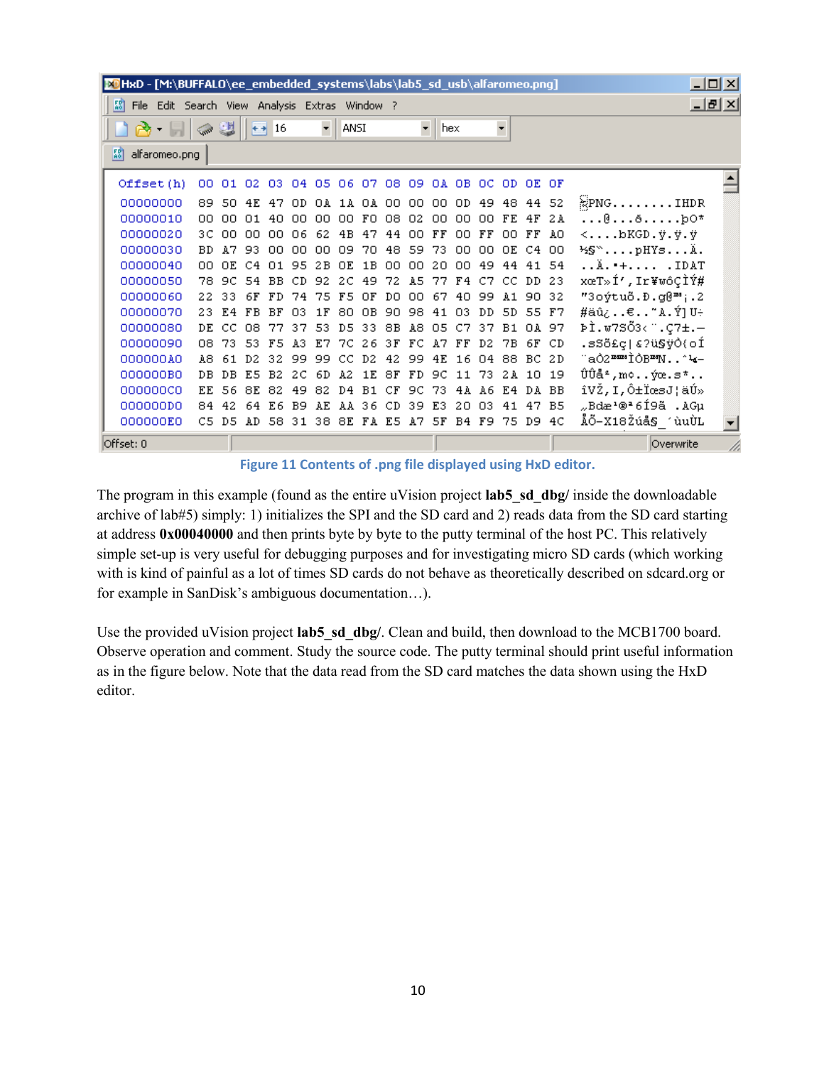```
Offset(h) 00 01 02 03 04 05 06 07 08 09 0A 0B 0C 0D 0E 0F

00000000  89 50 4E 47 0D 0A 1A 0A 00 00 00 0D 49 48 44 52
00000010  00 00 01 40 00 00 00 F0 08 02 00 00 00 FE 4F 2A
00000020  3C 00 00 00 06 62 4B 47 44 00 FF 00 FF 00 FF A0
00000030  BD A7 93 00 00 00 09 70 48 59 73 00 00 0E C4 00
00000040  00 0E C4 01 95 2B 0E 1B 00 00 20 00 49 44 41 54
00000050  78 9C 54 BB CD 92 2C 49 72 A5 77 F4 C7 CC DD 23
00000060  22 33 6F FD 74 75 F5 0F D0 00 67 40 99 A1 90 32
00000070  23 E4 FB BF 03 1F 80 0B 90 98 41 03 DD 5D 55 F7
00000080  DE CC 08 77 37 53 D5 33 8B A8 05 C7 37 B1 0A 97
00000090  08 73 53 F5 A3 E7 7C 26 3F FC A7 FF D2 7B 6F CD
000000A0  A8 61 D2 32 99 99 CC D2 42 99 4E 16 04 88 BC 2D
000000B0  DB DB E5 B2 2C 6D A2 1E 8F FD 9C 11 73 2A 10 19
000000C0  EE 56 8E 82 49 82 D4 B1 CF 9C 73 4A A6 E4 DA BB
000000D0  84 42 64 E6 B9 AE AA 36 CD 39 E3 20 03 41 47 B5
000000E0  C5 D5 AD 58 31 38 8E FA E5 A7 5F B4 F9 75 D9 4C
```

Figure 11 Contents of .png file displayed using HxD editor.

The program in this example (found as the entire uVision project **lab5_sd_dbg/** inside the downloadable archive of lab#5) simply: 1) initializes the SPI and the SD card and 2) reads data from the SD card starting at address **0x00040000** and then prints byte by byte to the putty terminal of the host PC. This relatively simple set-up is very useful for debugging purposes and for investigating micro SD cards (which working with is kind of painful as a lot of times SD cards do not behave as theoretically described on sdcard.org or for example in SanDisk's ambiguous documentation…).

Use the provided uVision project **lab5_sd_dbg/**. Clean and build, then download to the MCB1700 board. Observe operation and comment. Study the source code. The putty terminal should print useful information as in the figure below. Note that the data read from the SD card matches the data shown using the HxD editor.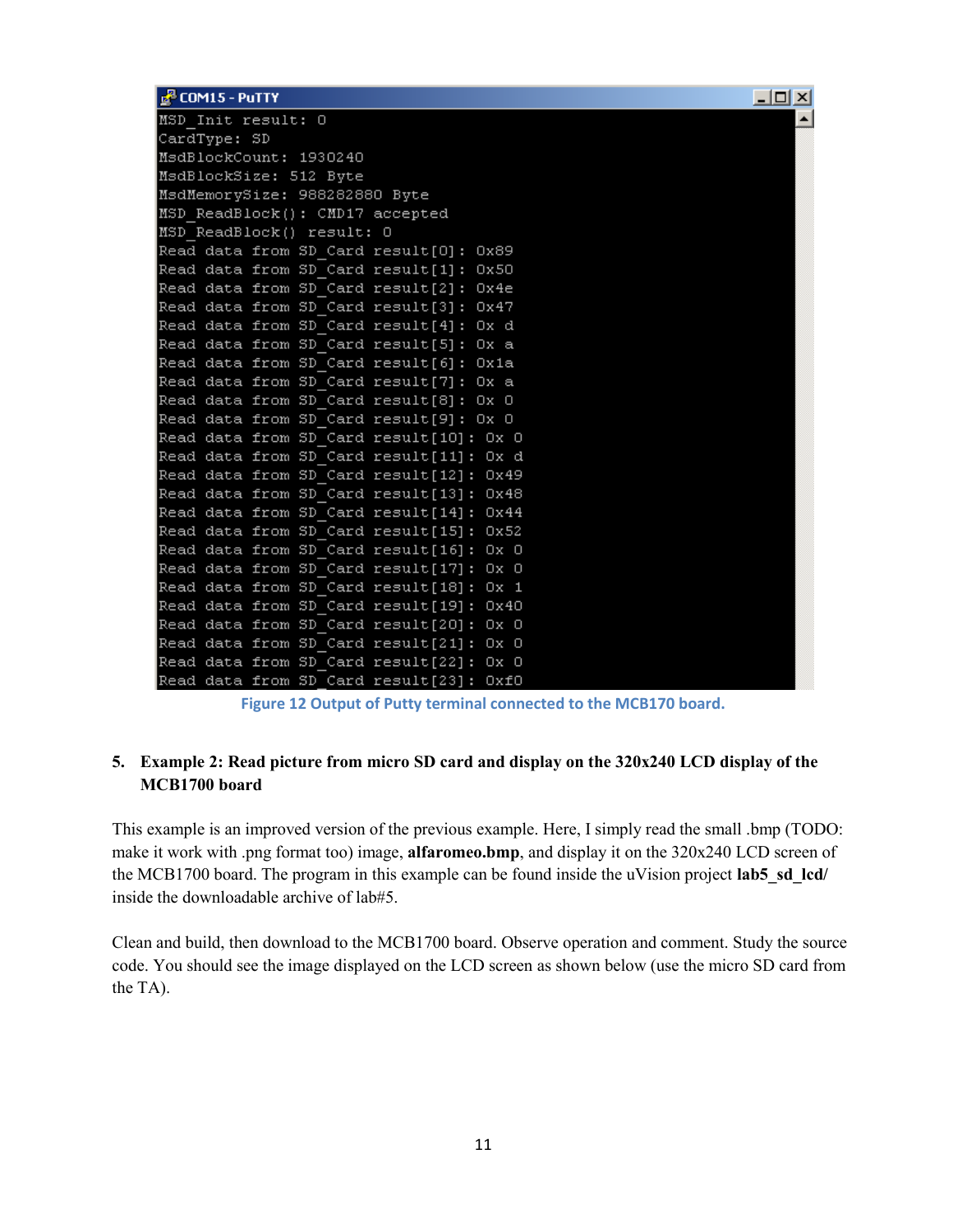```
MSD_Init result: 0
CardType: SD
MsdBlockCount: 1930240
MsdBlockSize: 512 Byte
MsdMemorySize: 988282880 Byte
MSD_ReadBlock(): CMD17 accepted
MSD_ReadBlock() result: 0
Read data from SD_Card result[0]: 0x89
Read data from SD_Card result[1]: 0x50
Read data from SD_Card result[2]: 0x4e
Read data from SD_Card result[3]: 0x47
Read data from SD_Card result[4]: 0x d
Read data from SD_Card result[5]: 0x a
Read data from SD_Card result[6]: 0x1a
Read data from SD_Card result[7]: 0x a
Read data from SD_Card result[8]: 0x 0
Read data from SD_Card result[9]: 0x 0
Read data from SD_Card result[10]: 0x 0
Read data from SD_Card result[11]: 0x d
Read data from SD_Card result[12]: 0x49
Read data from SD_Card result[13]: 0x48
Read data from SD_Card result[14]: 0x44
Read data from SD_Card result[15]: 0x52
Read data from SD_Card result[16]: 0x 0
Read data from SD_Card result[17]: 0x 0
Read data from SD_Card result[18]: 0x 1
Read data from SD_Card result[19]: 0x40
Read data from SD_Card result[20]: 0x 0
Read data from SD_Card result[21]: 0x 0
Read data from SD_Card result[22]: 0x 0
Read data from SD_Card result[23]: 0xf0
```

Figure 12 Output of Putty terminal connected to the MCB170 board.

## 5. Example 2: Read picture from micro SD card and display on the 320x240 LCD display of the MCB1700 board

This example is an improved version of the previous example. Here, I simply read the small .bmp (TODO: make it work with .png format too) image, **alfaromeo.bmp**, and display it on the 320x240 LCD screen of the MCB1700 board. The program in this example can be found inside the uVision project **lab5_sd_lcd/** inside the downloadable archive of lab#5.

Clean and build, then download to the MCB1700 board. Observe operation and comment. Study the source code. You should see the image displayed on the LCD screen as shown below (use the micro SD card from the TA).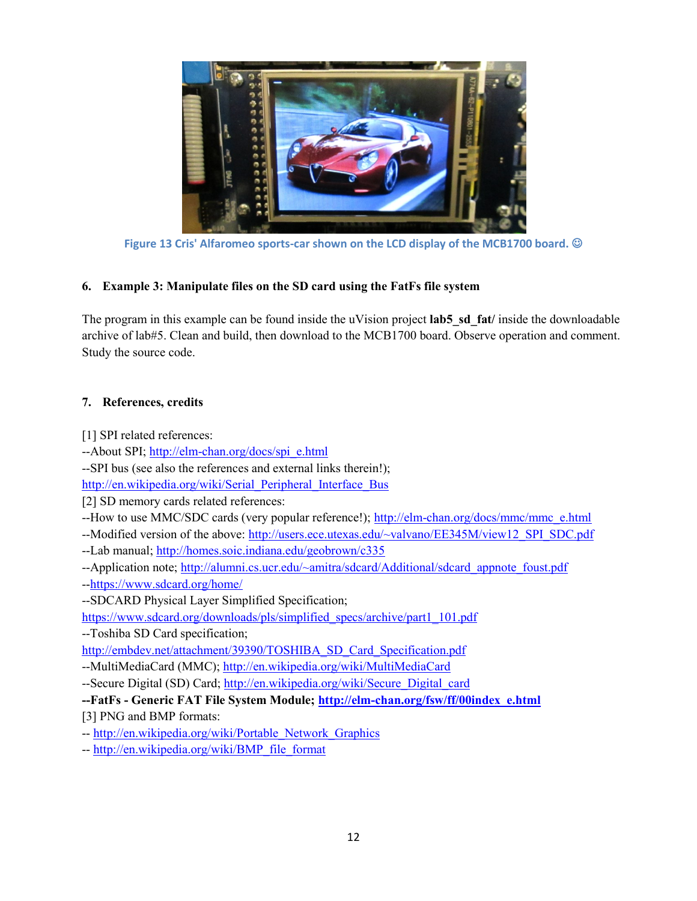Figure 13 Cris' Alfaromeo sports-car shown on the LCD display of the MCB1700 board. ☺

## 6. Example 3: Manipulate files on the SD card using the FatFs file system

The program in this example can be found inside the uVision project **lab5_sd_fat/** inside the downloadable archive of lab#5. Clean and build, then download to the MCB1700 board. Observe operation and comment. Study the source code.

## 7. References, credits

[1] SPI related references:
--About SPI; http://elm-chan.org/docs/spi_e.html
--SPI bus (see also the references and external links therein!);
http://en.wikipedia.org/wiki/Serial_Peripheral_Interface_Bus
[2] SD memory cards related references:
--How to use MMC/SDC cards (very popular reference!); http://elm-chan.org/docs/mmc/mmc_e.html
--Modified version of the above: http://users.ece.utexas.edu/~valvano/EE345M/view12_SPI_SDC.pdf
--Lab manual; http://homes.soic.indiana.edu/geobrown/c335
--Application note; http://alumni.cs.ucr.edu/~amitra/sdcard/Additional/sdcard_appnote_foust.pdf
--https://www.sdcard.org/home/
--SDCARD Physical Layer Simplified Specification;
https://www.sdcard.org/downloads/pls/simplified_specs/archive/part1_101.pdf
--Toshiba SD Card specification;
http://embdev.net/attachment/39390/TOSHIBA_SD_Card_Specification.pdf
--MultiMediaCard (MMC); http://en.wikipedia.org/wiki/MultiMediaCard
--Secure Digital (SD) Card; http://en.wikipedia.org/wiki/Secure_Digital_card
**--FatFs - Generic FAT File System Module; http://elm-chan.org/fsw/ff/00index_e.html**
[3] PNG and BMP formats:
-- http://en.wikipedia.org/wiki/Portable_Network_Graphics
-- http://en.wikipedia.org/wiki/BMP_file_format